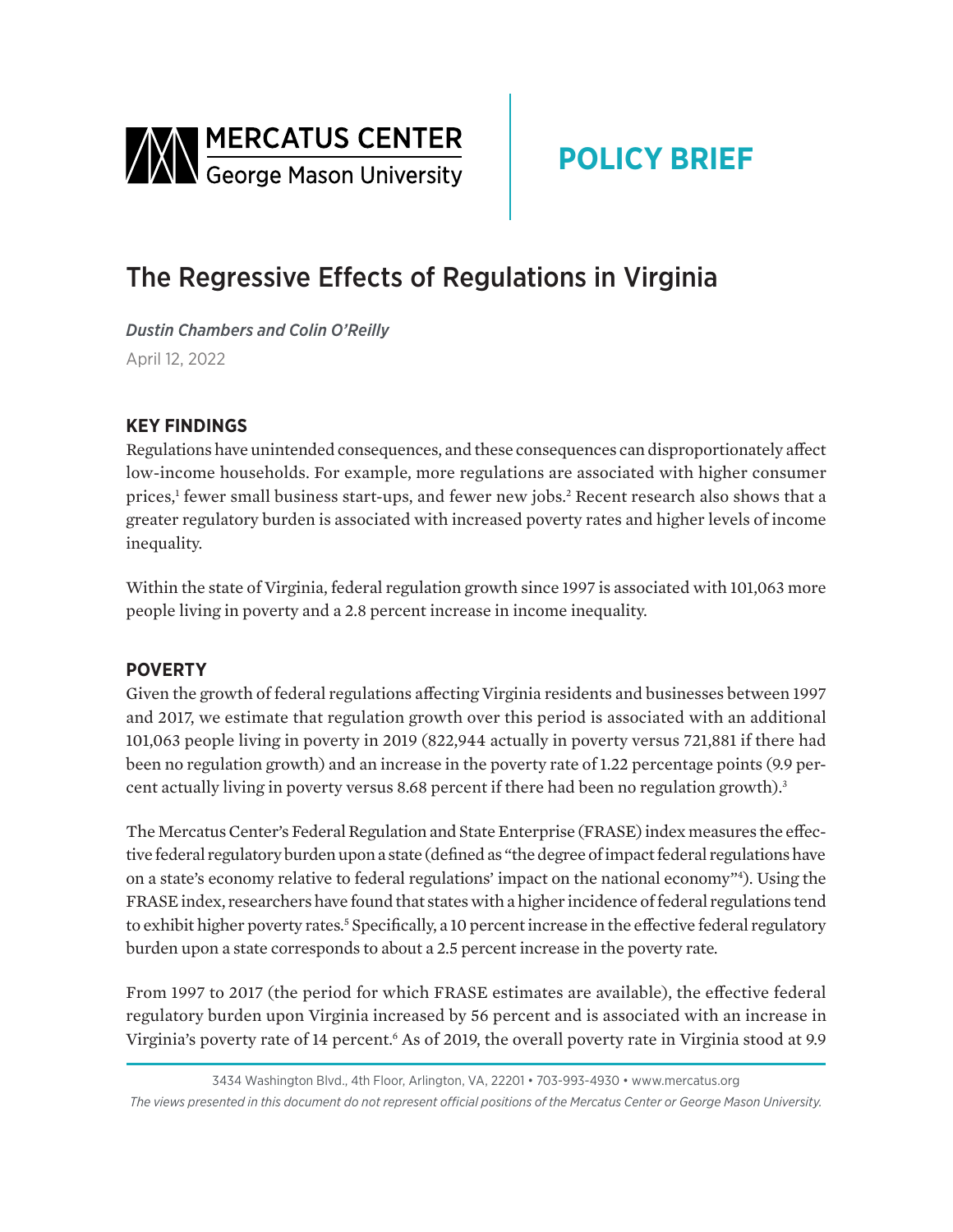MERCATUS CENTER
George Mason University

**POLICY BRIEF**

# The Regressive Effects of Regulations in Virginia

*Dustin Chambers and Colin O'Reilly*

April 12, 2022

## KEY FINDINGS

Regulations have unintended consequences, and these consequences can disproportionately affect low-income households. For example, more regulations are associated with higher consumer prices,[1] fewer small business start-ups, and fewer new jobs.[2] Recent research also shows that a greater regulatory burden is associated with increased poverty rates and higher levels of income inequality.

Within the state of Virginia, federal regulation growth since 1997 is associated with 101,063 more people living in poverty and a 2.8 percent increase in income inequality.

## POVERTY

Given the growth of federal regulations affecting Virginia residents and businesses between 1997 and 2017, we estimate that regulation growth over this period is associated with an additional 101,063 people living in poverty in 2019 (822,944 actually in poverty versus 721,881 if there had been no regulation growth) and an increase in the poverty rate of 1.22 percentage points (9.9 percent actually living in poverty versus 8.68 percent if there had been no regulation growth).[3]

The Mercatus Center's Federal Regulation and State Enterprise (FRASE) index measures the effective federal regulatory burden upon a state (defined as "the degree of impact federal regulations have on a state's economy relative to federal regulations' impact on the national economy"[4]). Using the FRASE index, researchers have found that states with a higher incidence of federal regulations tend to exhibit higher poverty rates.[5] Specifically, a 10 percent increase in the effective federal regulatory burden upon a state corresponds to about a 2.5 percent increase in the poverty rate.

From 1997 to 2017 (the period for which FRASE estimates are available), the effective federal regulatory burden upon Virginia increased by 56 percent and is associated with an increase in Virginia's poverty rate of 14 percent.[6] As of 2019, the overall poverty rate in Virginia stood at 9.9

3434 Washington Blvd., 4th Floor, Arlington, VA, 22201 • 703-993-4930 • www.mercatus.org

*The views presented in this document do not represent official positions of the Mercatus Center or George Mason University.*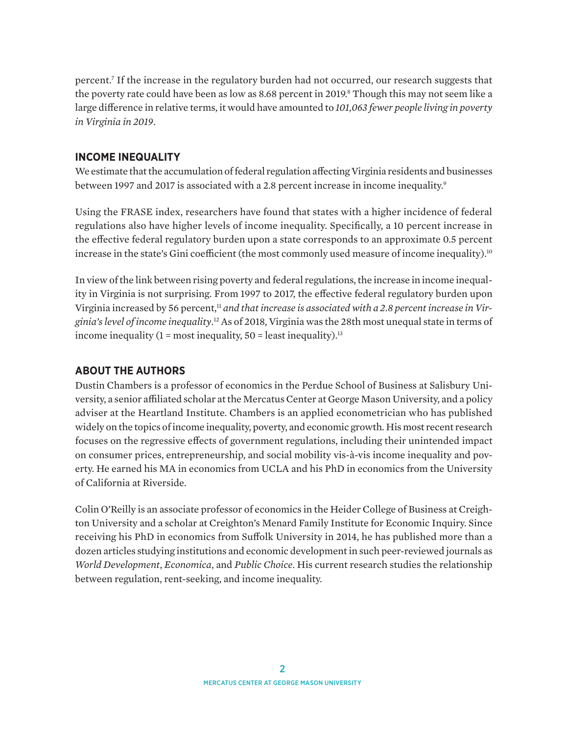percent.[7] If the increase in the regulatory burden had not occurred, our research suggests that the poverty rate could have been as low as 8.68 percent in 2019.[8] Though this may not seem like a large difference in relative terms, it would have amounted to *101,063 fewer people living in poverty in Virginia in 2019*.

## INCOME INEQUALITY

We estimate that the accumulation of federal regulation affecting Virginia residents and businesses between 1997 and 2017 is associated with a 2.8 percent increase in income inequality.[9]

Using the FRASE index, researchers have found that states with a higher incidence of federal regulations also have higher levels of income inequality. Specifically, a 10 percent increase in the effective federal regulatory burden upon a state corresponds to an approximate 0.5 percent increase in the state's Gini coefficient (the most commonly used measure of income inequality).[10]

In view of the link between rising poverty and federal regulations, the increase in income inequality in Virginia is not surprising. From 1997 to 2017, the effective federal regulatory burden upon Virginia increased by 56 percent,[11] *and that increase is associated with a 2.8 percent increase in Virginia's level of income inequality*.[12] As of 2018, Virginia was the 28th most unequal state in terms of income inequality (1 = most inequality, 50 = least inequality).[13]

## ABOUT THE AUTHORS

Dustin Chambers is a professor of economics in the Perdue School of Business at Salisbury University, a senior affiliated scholar at the Mercatus Center at George Mason University, and a policy adviser at the Heartland Institute. Chambers is an applied econometrician who has published widely on the topics of income inequality, poverty, and economic growth. His most recent research focuses on the regressive effects of government regulations, including their unintended impact on consumer prices, entrepreneurship, and social mobility vis-à-vis income inequality and poverty. He earned his MA in economics from UCLA and his PhD in economics from the University of California at Riverside.

Colin O'Reilly is an associate professor of economics in the Heider College of Business at Creighton University and a scholar at Creighton's Menard Family Institute for Economic Inquiry. Since receiving his PhD in economics from Suffolk University in 2014, he has published more than a dozen articles studying institutions and economic development in such peer-reviewed journals as *World Development*, *Economica*, and *Public Choice*. His current research studies the relationship between regulation, rent-seeking, and income inequality.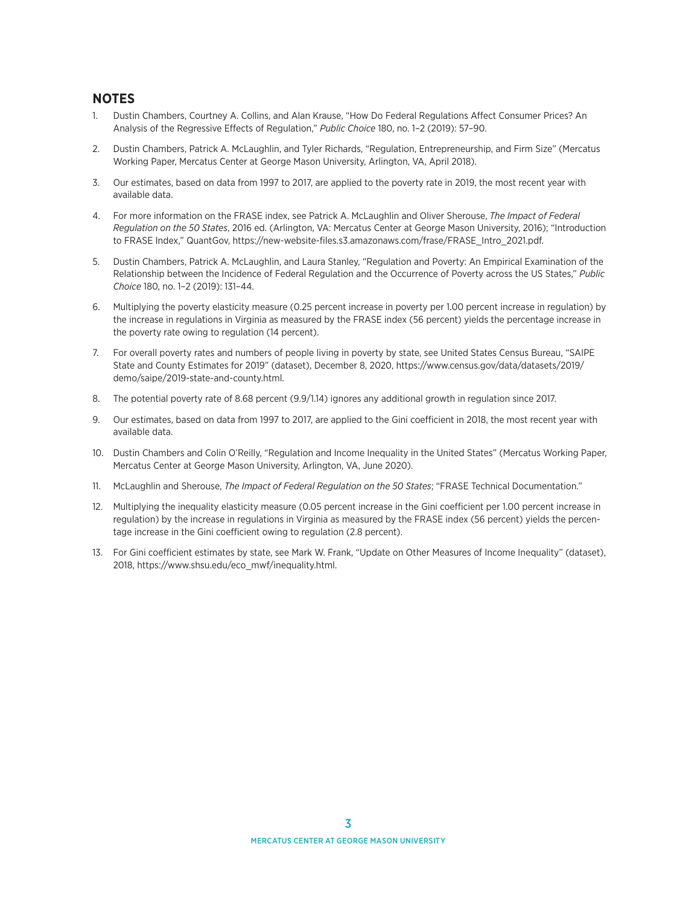## NOTES

1. Dustin Chambers, Courtney A. Collins, and Alan Krause, "How Do Federal Regulations Affect Consumer Prices? An Analysis of the Regressive Effects of Regulation," *Public Choice* 180, no. 1–2 (2019): 57–90.

2. Dustin Chambers, Patrick A. McLaughlin, and Tyler Richards, "Regulation, Entrepreneurship, and Firm Size" (Mercatus Working Paper, Mercatus Center at George Mason University, Arlington, VA, April 2018).

3. Our estimates, based on data from 1997 to 2017, are applied to the poverty rate in 2019, the most recent year with available data.

4. For more information on the FRASE index, see Patrick A. McLaughlin and Oliver Sherouse, *The Impact of Federal Regulation on the 50 States*, 2016 ed. (Arlington, VA: Mercatus Center at George Mason University, 2016); "Introduction to FRASE Index," QuantGov, https://new-website-files.s3.amazonaws.com/frase/FRASE_Intro_2021.pdf.

5. Dustin Chambers, Patrick A. McLaughlin, and Laura Stanley, "Regulation and Poverty: An Empirical Examination of the Relationship between the Incidence of Federal Regulation and the Occurrence of Poverty across the US States," *Public Choice* 180, no. 1–2 (2019): 131–44.

6. Multiplying the poverty elasticity measure (0.25 percent increase in poverty per 1.00 percent increase in regulation) by the increase in regulations in Virginia as measured by the FRASE index (56 percent) yields the percentage increase in the poverty rate owing to regulation (14 percent).

7. For overall poverty rates and numbers of people living in poverty by state, see United States Census Bureau, "SAIPE State and County Estimates for 2019" (dataset), December 8, 2020, https://www.census.gov/data/datasets/2019/demo/saipe/2019-state-and-county.html.

8. The potential poverty rate of 8.68 percent (9.9/1.14) ignores any additional growth in regulation since 2017.

9. Our estimates, based on data from 1997 to 2017, are applied to the Gini coefficient in 2018, the most recent year with available data.

10. Dustin Chambers and Colin O'Reilly, "Regulation and Income Inequality in the United States" (Mercatus Working Paper, Mercatus Center at George Mason University, Arlington, VA, June 2020).

11. McLaughlin and Sherouse, *The Impact of Federal Regulation on the 50 States*; "FRASE Technical Documentation."

12. Multiplying the inequality elasticity measure (0.05 percent increase in the Gini coefficient per 1.00 percent increase in regulation) by the increase in regulations in Virginia as measured by the FRASE index (56 percent) yields the percentage increase in the Gini coefficient owing to regulation (2.8 percent).

13. For Gini coefficient estimates by state, see Mark W. Frank, "Update on Other Measures of Income Inequality" (dataset), 2018, https://www.shsu.edu/eco_mwf/inequality.html.